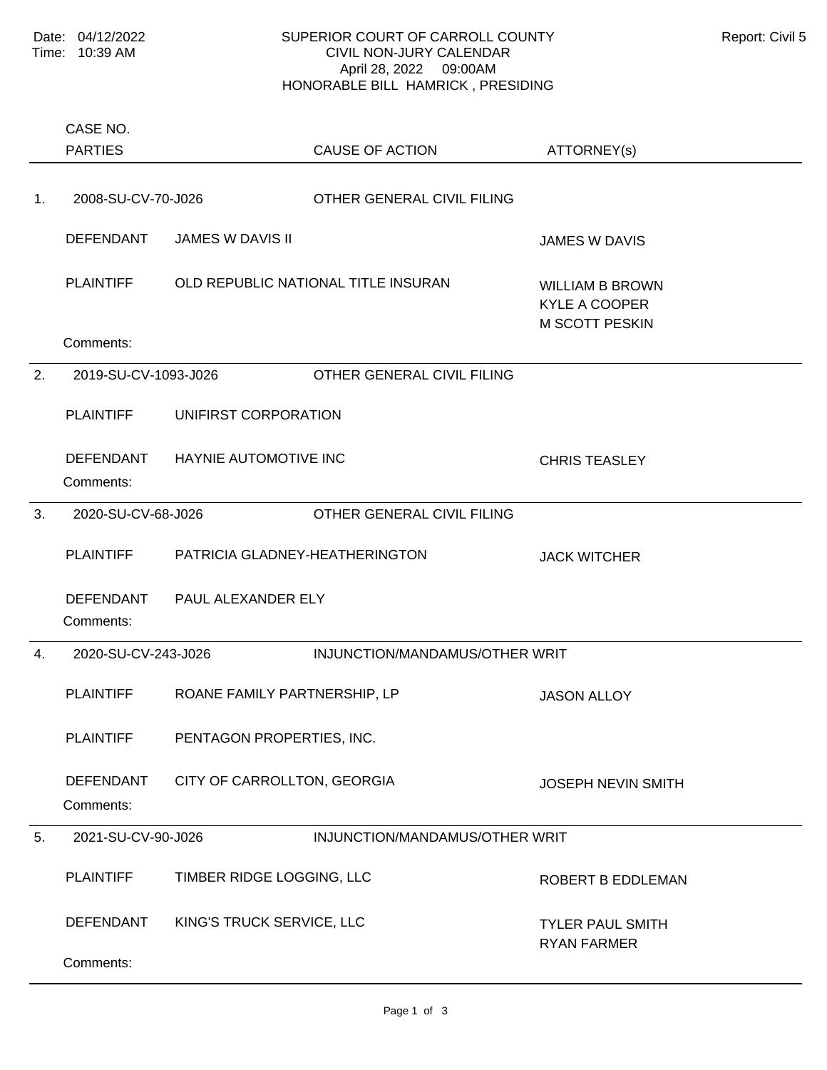Date: 04/12/2022
Time: 10:39 AM

# SUPERIOR COURT OF CARROLL COUNTY
## CIVIL NON-JURY CALENDAR
April 28, 2022 09:00AM
HONORABLE BILL HAMRICK , PRESIDING

Report: Civil 5

| | CASE NO. / PARTIES | | CAUSE OF ACTION | ATTORNEY(s) |
|---|---|---|---|---|
| 1. | 2008-SU-CV-70-J026 | | OTHER GENERAL CIVIL FILING | |
| | DEFENDANT | JAMES W DAVIS II | | JAMES W DAVIS |
| | PLAINTIFF | OLD REPUBLIC NATIONAL TITLE INSURAN | | WILLIAM B BROWN<br>KYLE A COOPER<br>M SCOTT PESKIN |
| | Comments: | | | |
| 2. | 2019-SU-CV-1093-J026 | | OTHER GENERAL CIVIL FILING | |
| | PLAINTIFF | UNIFIRST CORPORATION | | |
| | DEFENDANT | HAYNIE AUTOMOTIVE INC | | CHRIS TEASLEY |
| | Comments: | | | |
| 3. | 2020-SU-CV-68-J026 | | OTHER GENERAL CIVIL FILING | |
| | PLAINTIFF | PATRICIA GLADNEY-HEATHERINGTON | | JACK WITCHER |
| | DEFENDANT | PAUL ALEXANDER ELY | | |
| | Comments: | | | |
| 4. | 2020-SU-CV-243-J026 | | INJUNCTION/MANDAMUS/OTHER WRIT | |
| | PLAINTIFF | ROANE FAMILY PARTNERSHIP, LP | | JASON ALLOY |
| | PLAINTIFF | PENTAGON PROPERTIES, INC. | | |
| | DEFENDANT | CITY OF CARROLLTON, GEORGIA | | JOSEPH NEVIN SMITH |
| | Comments: | | | |
| 5. | 2021-SU-CV-90-J026 | | INJUNCTION/MANDAMUS/OTHER WRIT | |
| | PLAINTIFF | TIMBER RIDGE LOGGING, LLC | | ROBERT B EDDLEMAN |
| | DEFENDANT | KING'S TRUCK SERVICE, LLC | | TYLER PAUL SMITH<br>RYAN FARMER |
| | Comments: | | | |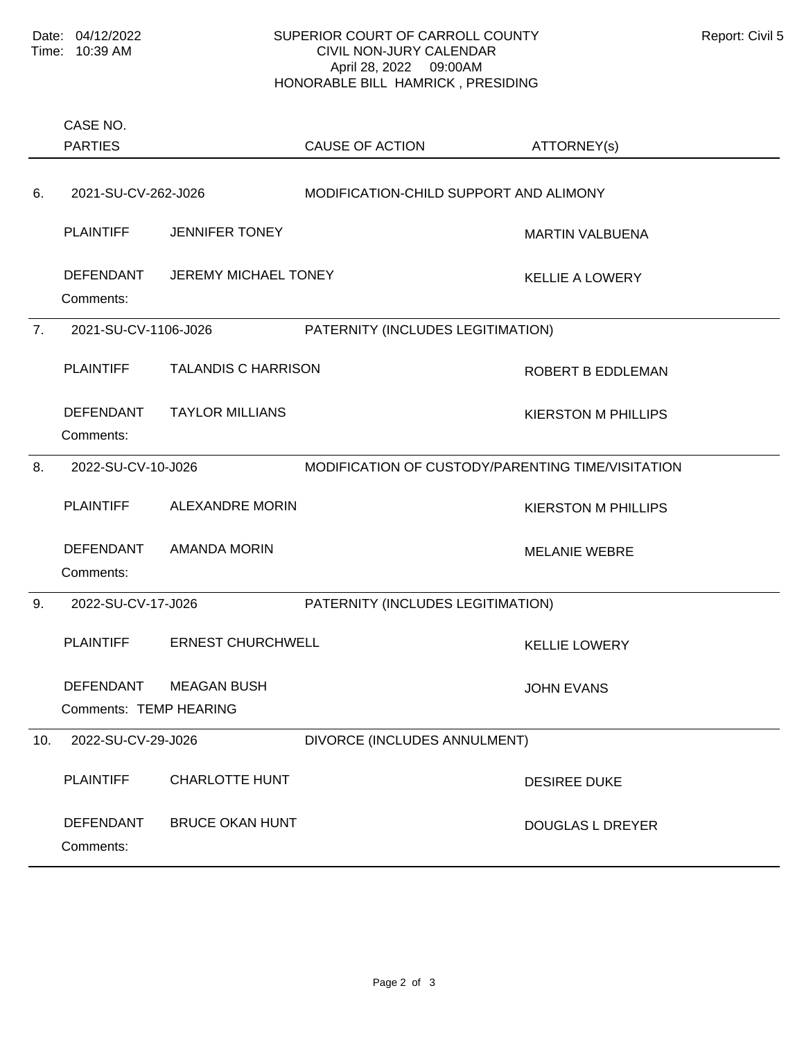Date: 04/12/2022
Time: 10:39 AM

SUPERIOR COURT OF CARROLL COUNTY
CIVIL NON-JURY CALENDAR
April 28, 2022 09:00AM
HONORABLE BILL HAMRICK , PRESIDING

Report: Civil 5

| | CASE NO. / PARTIES | | CAUSE OF ACTION | ATTORNEY(s) |
|---|---|---|---|---|
| 6. | 2021-SU-CV-262-J026 | | MODIFICATION-CHILD SUPPORT AND ALIMONY | |
| | PLAINTIFF | JENNIFER TONEY | | MARTIN VALBUENA |
| | DEFENDANT | JEREMY MICHAEL TONEY | | KELLIE A LOWERY |
| | Comments: | | | |
| 7. | 2021-SU-CV-1106-J026 | | PATERNITY (INCLUDES LEGITIMATION) | |
| | PLAINTIFF | TALANDIS C HARRISON | | ROBERT B EDDLEMAN |
| | DEFENDANT | TAYLOR MILLIANS | | KIERSTON M PHILLIPS |
| | Comments: | | | |
| 8. | 2022-SU-CV-10-J026 | | MODIFICATION OF CUSTODY/PARENTING TIME/VISITATION | |
| | PLAINTIFF | ALEXANDRE MORIN | | KIERSTON M PHILLIPS |
| | DEFENDANT | AMANDA MORIN | | MELANIE WEBRE |
| | Comments: | | | |
| 9. | 2022-SU-CV-17-J026 | | PATERNITY (INCLUDES LEGITIMATION) | |
| | PLAINTIFF | ERNEST CHURCHWELL | | KELLIE LOWERY |
| | DEFENDANT | MEAGAN BUSH | | JOHN EVANS |
| | Comments: TEMP HEARING | | | |
| 10. | 2022-SU-CV-29-J026 | | DIVORCE (INCLUDES ANNULMENT) | |
| | PLAINTIFF | CHARLOTTE HUNT | | DESIREE DUKE |
| | DEFENDANT | BRUCE OKAN HUNT | | DOUGLAS L DREYER |
| | Comments: | | | |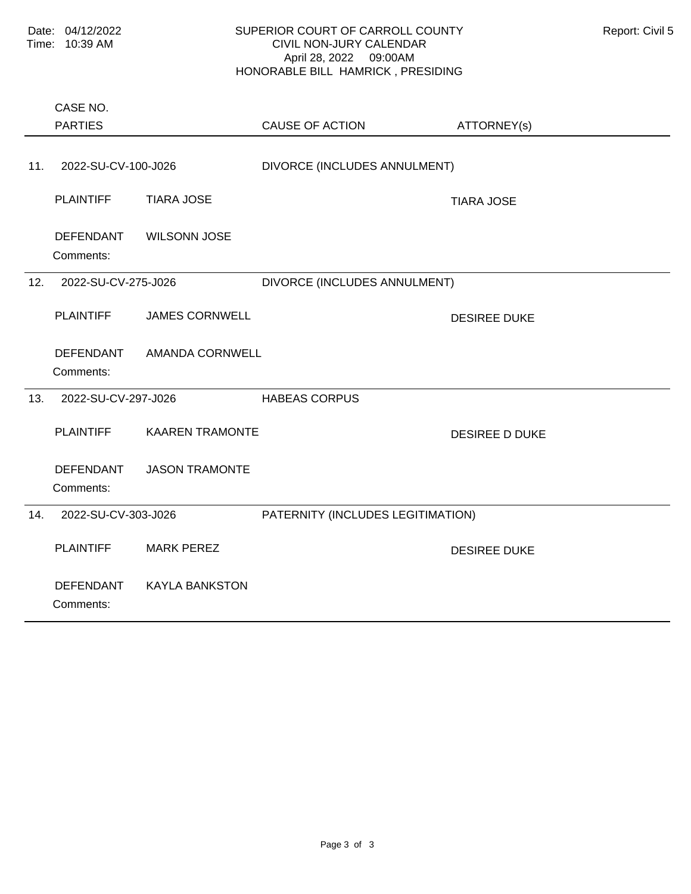Date: 04/12/2022
Time: 10:39 AM

# SUPERIOR COURT OF CARROLL COUNTY
## CIVIL NON-JURY CALENDAR
April 28, 2022 09:00AM
HONORABLE BILL HAMRICK , PRESIDING

Report: Civil 5

| | CASE NO. / PARTIES | | CAUSE OF ACTION | ATTORNEY(s) |
|---|---|---|---|---|
| 11. | 2022-SU-CV-100-J026 | | DIVORCE (INCLUDES ANNULMENT) | |
| | PLAINTIFF | TIARA JOSE | | TIARA JOSE |
| | DEFENDANT | WILSONN JOSE | | |
| | Comments: | | | |
| 12. | 2022-SU-CV-275-J026 | | DIVORCE (INCLUDES ANNULMENT) | |
| | PLAINTIFF | JAMES CORNWELL | | DESIREE DUKE |
| | DEFENDANT | AMANDA CORNWELL | | |
| | Comments: | | | |
| 13. | 2022-SU-CV-297-J026 | | HABEAS CORPUS | |
| | PLAINTIFF | KAAREN TRAMONTE | | DESIREE D DUKE |
| | DEFENDANT | JASON TRAMONTE | | |
| | Comments: | | | |
| 14. | 2022-SU-CV-303-J026 | | PATERNITY (INCLUDES LEGITIMATION) | |
| | PLAINTIFF | MARK PEREZ | | DESIREE DUKE |
| | DEFENDANT | KAYLA BANKSTON | | |
| | Comments: | | | |